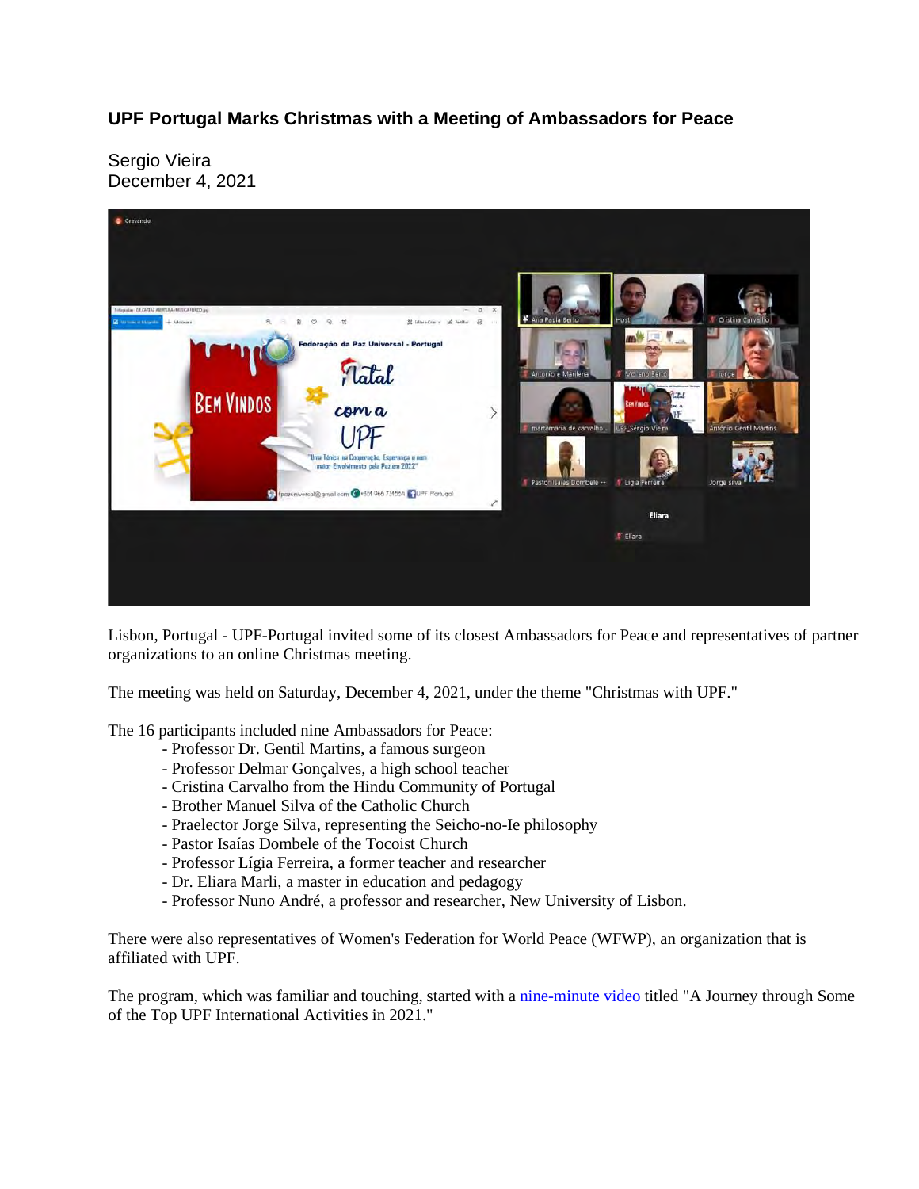# UPF Portugal Marks Christmas with a Meeting of Ambassadors for Peace

Sergio Vieira
December 4, 2021

Lisbon, Portugal - UPF-Portugal invited some of its closest Ambassadors for Peace and representatives of partner organizations to an online Christmas meeting.

The meeting was held on Saturday, December 4, 2021, under the theme "Christmas with UPF."

The 16 participants included nine Ambassadors for Peace:

- Professor Dr. Gentil Martins, a famous surgeon
- Professor Delmar Gonçalves, a high school teacher
- Cristina Carvalho from the Hindu Community of Portugal
- Brother Manuel Silva of the Catholic Church
- Praelector Jorge Silva, representing the Seicho-no-Ie philosophy
- Pastor Isaías Dombele of the Tocoist Church
- Professor Lígia Ferreira, a former teacher and researcher
- Dr. Eliara Marli, a master in education and pedagogy
- Professor Nuno André, a professor and researcher, New University of Lisbon.

There were also representatives of Women's Federation for World Peace (WFWP), an organization that is affiliated with UPF.

The program, which was familiar and touching, started with a nine-minute video titled "A Journey through Some of the Top UPF International Activities in 2021."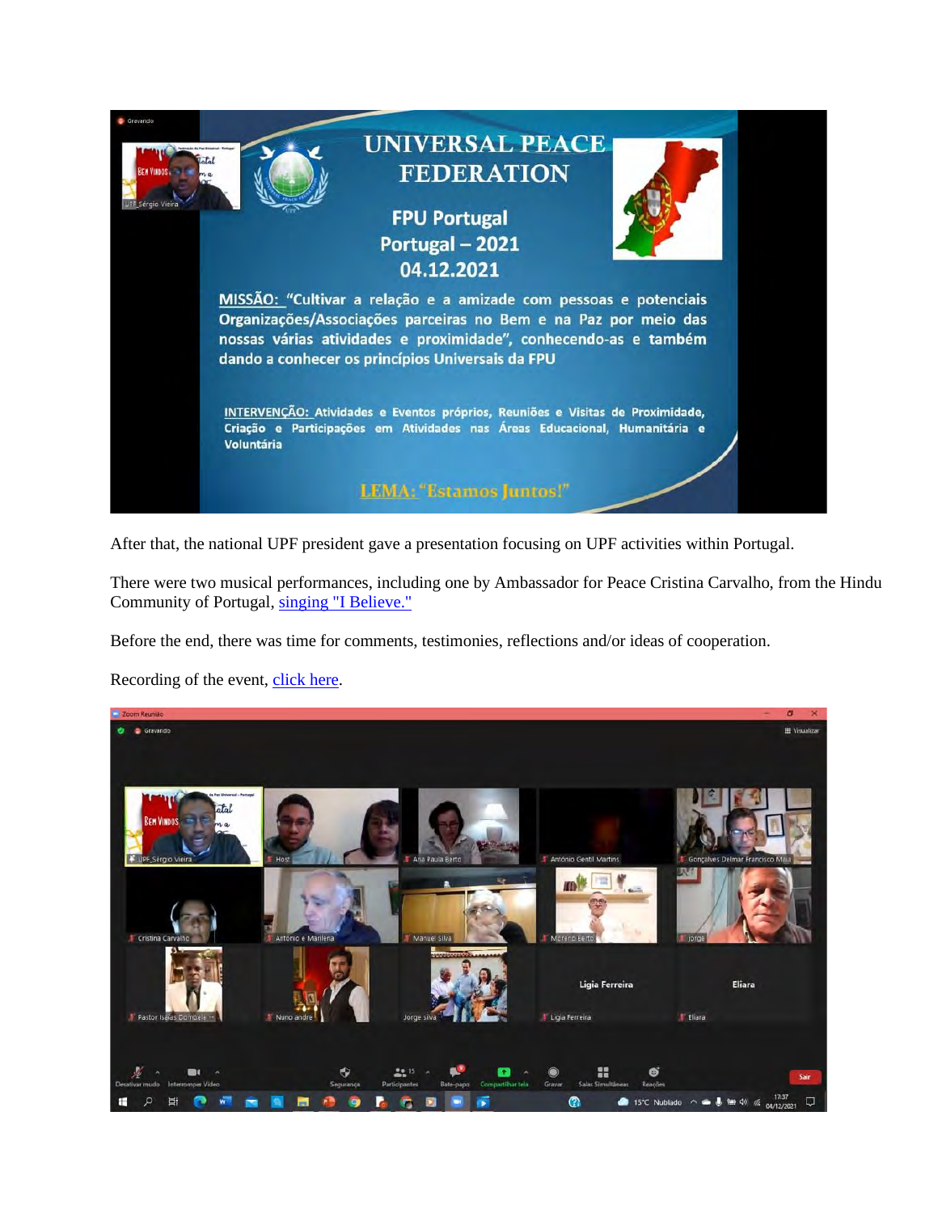After that, the national UPF president gave a presentation focusing on UPF activities within Portugal.

There were two musical performances, including one by Ambassador for Peace Cristina Carvalho, from the Hindu Community of Portugal, singing "I Believe."

Before the end, there was time for comments, testimonies, reflections and/or ideas of cooperation.

Recording of the event, click here.